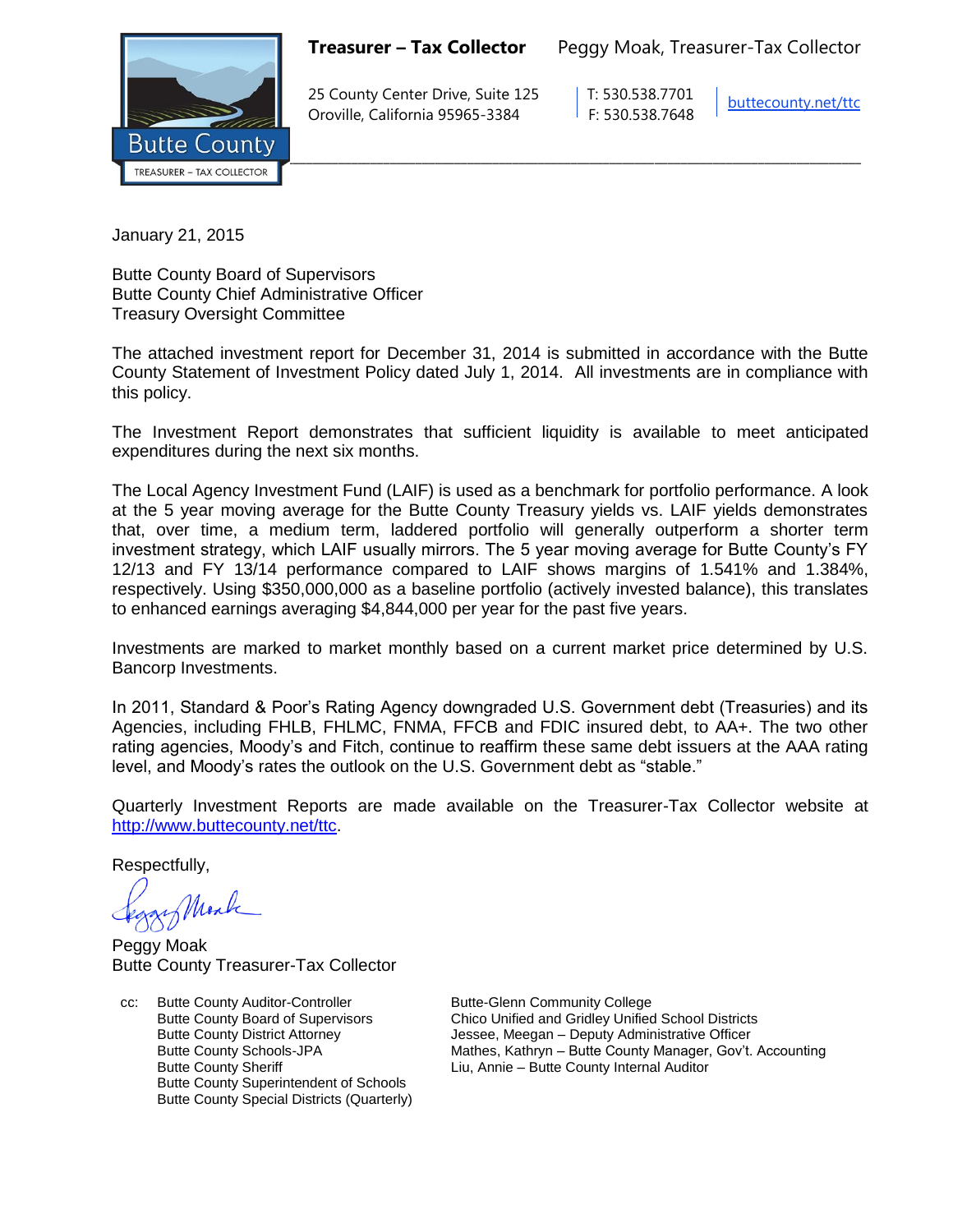**Treasurer – Tax Collector** Peggy Moak, Treasurer-Tax Collector

25 County Center Drive, Suite 125
Oroville, California 95965-3384

T: 530.538.7701
F: 530.538.7648

buttecounty.net/ttc

January 21, 2015

Butte County Board of Supervisors
Butte County Chief Administrative Officer
Treasury Oversight Committee

The attached investment report for December 31, 2014 is submitted in accordance with the Butte County Statement of Investment Policy dated July 1, 2014. All investments are in compliance with this policy.

The Investment Report demonstrates that sufficient liquidity is available to meet anticipated expenditures during the next six months.

The Local Agency Investment Fund (LAIF) is used as a benchmark for portfolio performance. A look at the 5 year moving average for the Butte County Treasury yields vs. LAIF yields demonstrates that, over time, a medium term, laddered portfolio will generally outperform a shorter term investment strategy, which LAIF usually mirrors. The 5 year moving average for Butte County's FY 12/13 and FY 13/14 performance compared to LAIF shows margins of 1.541% and 1.384%, respectively. Using $350,000,000 as a baseline portfolio (actively invested balance), this translates to enhanced earnings averaging $4,844,000 per year for the past five years.

Investments are marked to market monthly based on a current market price determined by U.S. Bancorp Investments.

In 2011, Standard & Poor's Rating Agency downgraded U.S. Government debt (Treasuries) and its Agencies, including FHLB, FHLMC, FNMA, FFCB and FDIC insured debt, to AA+. The two other rating agencies, Moody's and Fitch, continue to reaffirm these same debt issuers at the AAA rating level, and Moody's rates the outlook on the U.S. Government debt as "stable."

Quarterly Investment Reports are made available on the Treasurer-Tax Collector website at http://www.buttecounty.net/ttc.

Respectfully,

Peggy Moak
Butte County Treasurer-Tax Collector

cc: Butte County Auditor-Controller
Butte County Board of Supervisors
Butte County District Attorney
Butte County Schools-JPA
Butte County Sheriff
Butte County Superintendent of Schools
Butte County Special Districts (Quarterly)
Butte-Glenn Community College
Chico Unified and Gridley Unified School Districts
Jessee, Meegan – Deputy Administrative Officer
Mathes, Kathryn – Butte County Manager, Gov't. Accounting
Liu, Annie – Butte County Internal Auditor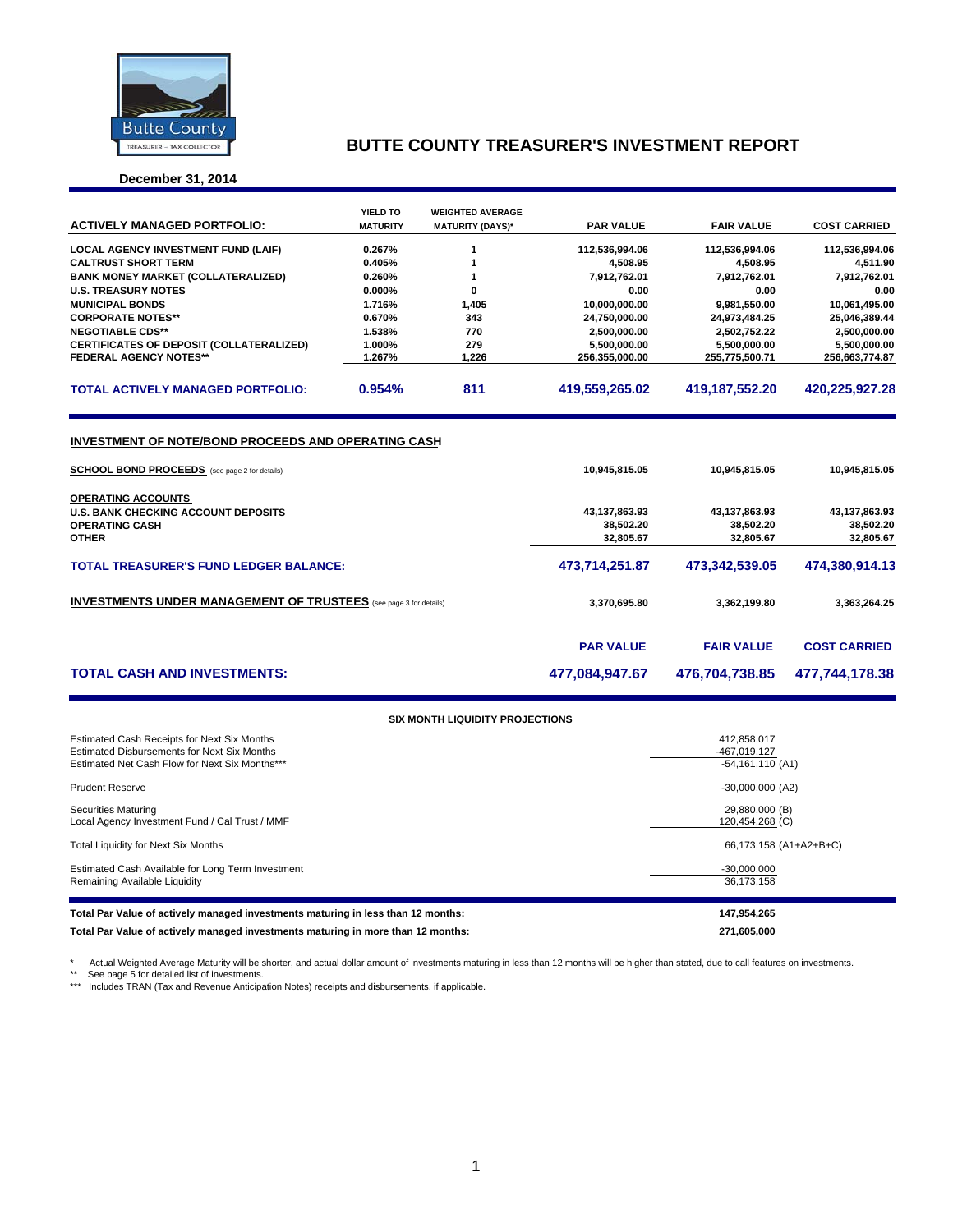# BUTTE COUNTY TREASURER'S INVESTMENT REPORT

**December 31, 2014**

| ACTIVELY MANAGED PORTFOLIO: | YIELD TO MATURITY | WEIGHTED AVERAGE MATURITY (DAYS)* | PAR VALUE | FAIR VALUE | COST CARRIED |
|---|---|---|---|---|---|
| LOCAL AGENCY INVESTMENT FUND (LAIF) | 0.267% | 1 | 112,536,994.06 | 112,536,994.06 | 112,536,994.06 |
| CALTRUST SHORT TERM | 0.405% | 1 | 4,508.95 | 4,508.95 | 4,511.90 |
| BANK MONEY MARKET (COLLATERALIZED) | 0.260% | 1 | 7,912,762.01 | 7,912,762.01 | 7,912,762.01 |
| U.S. TREASURY NOTES | 0.000% | 0 | 0.00 | 0.00 | 0.00 |
| MUNICIPAL BONDS | 1.716% | 1,405 | 10,000,000.00 | 9,981,550.00 | 10,061,495.00 |
| CORPORATE NOTES** | 0.670% | 343 | 24,750,000.00 | 24,973,484.25 | 25,046,389.44 |
| NEGOTIABLE CDS** | 1.538% | 770 | 2,500,000.00 | 2,502,752.22 | 2,500,000.00 |
| CERTIFICATES OF DEPOSIT (COLLATERALIZED) | 1.000% | 279 | 5,500,000.00 | 5,500,000.00 | 5,500,000.00 |
| FEDERAL AGENCY NOTES** | 1.267% | 1,226 | 256,355,000.00 | 255,775,500.71 | 256,663,774.87 |
| **TOTAL ACTIVELY MANAGED PORTFOLIO:** | **0.954%** | **811** | **419,559,265.02** | **419,187,552.20** | **420,225,927.28** |

## INVESTMENT OF NOTE/BOND PROCEEDS AND OPERATING CASH

| | PAR VALUE | FAIR VALUE | COST CARRIED |
|---|---|---|---|
| **SCHOOL BOND PROCEEDS** (see page 2 for details) | 10,945,815.05 | 10,945,815.05 | 10,945,815.05 |
| **OPERATING ACCOUNTS** | | | |
| U.S. BANK CHECKING ACCOUNT DEPOSITS | 43,137,863.93 | 43,137,863.93 | 43,137,863.93 |
| OPERATING CASH | 38,502.20 | 38,502.20 | 38,502.20 |
| OTHER | 32,805.67 | 32,805.67 | 32,805.67 |
| **TOTAL TREASURER'S FUND LEDGER BALANCE:** | **473,714,251.87** | **473,342,539.05** | **474,380,914.13** |
| **INVESTMENTS UNDER MANAGEMENT OF TRUSTEES** (see page 3 for details) | 3,370,695.80 | 3,362,199.80 | 3,363,264.25 |
| | **PAR VALUE** | **FAIR VALUE** | **COST CARRIED** |
| **TOTAL CASH AND INVESTMENTS:** | **477,084,947.67** | **476,704,738.85** | **477,744,178.38** |

### SIX MONTH LIQUIDITY PROJECTIONS

| | |
|---|---|
| Estimated Cash Receipts for Next Six Months | 412,858,017 |
| Estimated Disbursements for Next Six Months | -467,019,127 |
| Estimated Net Cash Flow for Next Six Months*** | -54,161,110 (A1) |
| Prudent Reserve | -30,000,000 (A2) |
| Securities Maturing | 29,880,000 (B) |
| Local Agency Investment Fund / Cal Trust / MMF | 120,454,268 (C) |
| Total Liquidity for Next Six Months | 66,173,158 (A1+A2+B+C) |
| Estimated Cash Available for Long Term Investment | -30,000,000 |
| Remaining Available Liquidity | 36,173,158 |

| | |
|---|---|
| **Total Par Value of actively managed investments maturing in less than 12 months:** | **147,954,265** |
| **Total Par Value of actively managed investments maturing in more than 12 months:** | **271,605,000** |

\* Actual Weighted Average Maturity will be shorter, and actual dollar amount of investments maturing in less than 12 months will be higher than stated, due to call features on investments.
** See page 5 for detailed list of investments.
*** Includes TRAN (Tax and Revenue Anticipation Notes) receipts and disbursements, if applicable.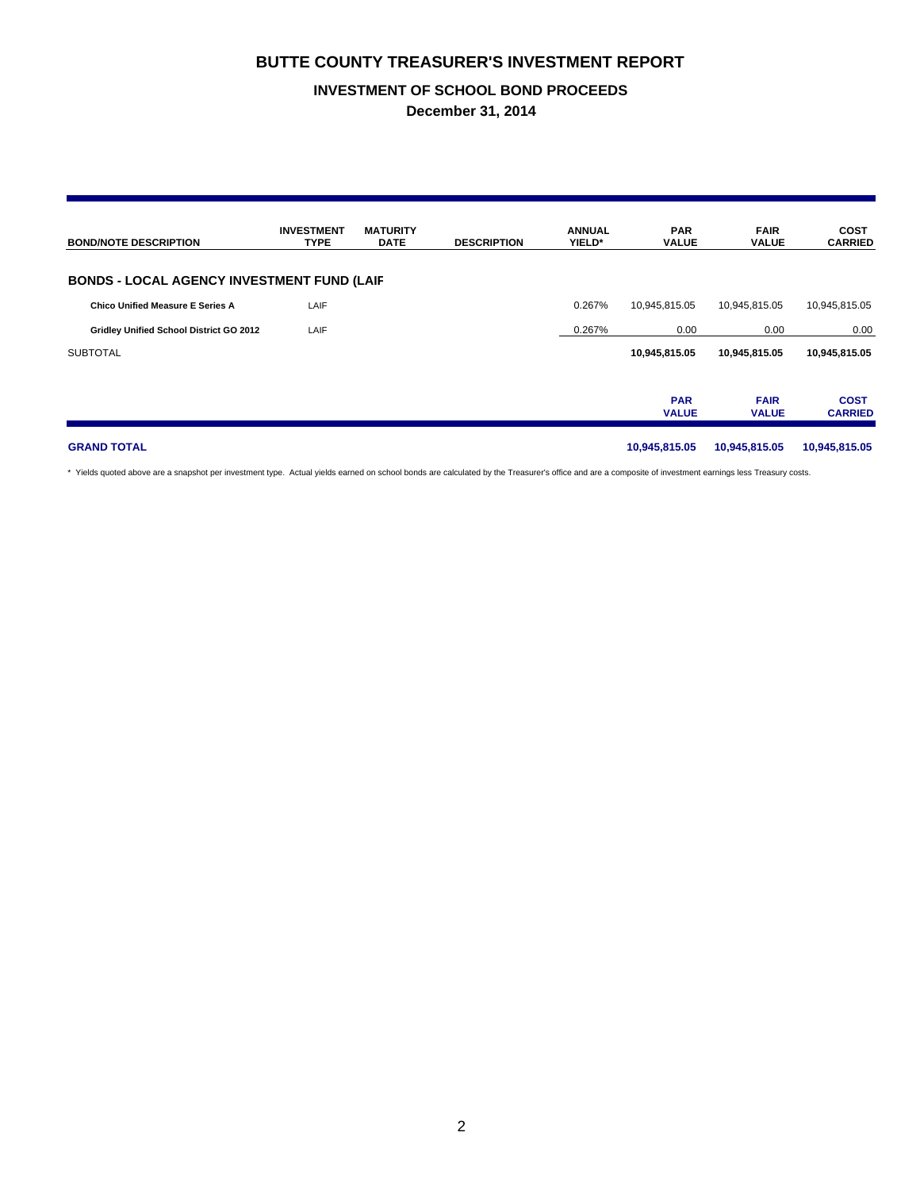# BUTTE COUNTY TREASURER'S INVESTMENT REPORT

## INVESTMENT OF SCHOOL BOND PROCEEDS

### December 31, 2014

| BOND/NOTE DESCRIPTION | INVESTMENT TYPE | MATURITY DATE | DESCRIPTION | ANNUAL YIELD* | PAR VALUE | FAIR VALUE | COST CARRIED |
|---|---|---|---|---|---|---|---|
| **BONDS - LOCAL AGENCY INVESTMENT FUND (LAIF** | | | | | | | |
| **Chico Unified Measure E Series A** | LAIF | | | 0.267% | 10,945,815.05 | 10,945,815.05 | 10,945,815.05 |
| **Gridley Unified School District GO 2012** | LAIF | | | 0.267% | 0.00 | 0.00 | 0.00 |
| SUBTOTAL | | | | | **10,945,815.05** | **10,945,815.05** | **10,945,815.05** |
| | | | | | **PAR VALUE** | **FAIR VALUE** | **COST CARRIED** |
| **GRAND TOTAL** | | | | | **10,945,815.05** | **10,945,815.05** | **10,945,815.05** |

* Yields quoted above are a snapshot per investment type. Actual yields earned on school bonds are calculated by the Treasurer's office and are a composite of investment earnings less Treasury costs.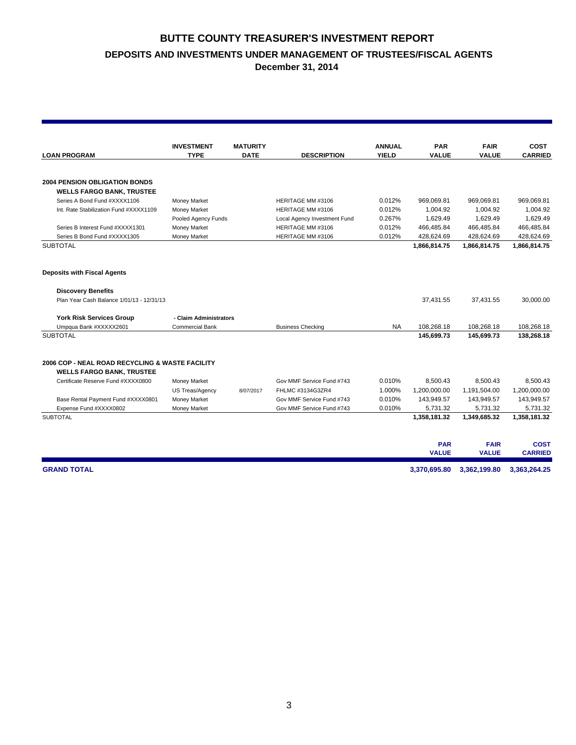# BUTTE COUNTY TREASURER'S INVESTMENT REPORT

## DEPOSITS AND INVESTMENTS UNDER MANAGEMENT OF TRUSTEES/FISCAL AGENTS

### December 31, 2014

| LOAN PROGRAM | INVESTMENT TYPE | MATURITY DATE | DESCRIPTION | ANNUAL YIELD | PAR VALUE | FAIR VALUE | COST CARRIED |
|---|---|---|---|---|---|---|---|
| **2004 PENSION OBLIGATION BONDS** | | | | | | | |
| **WELLS FARGO BANK, TRUSTEE** | | | | | | | |
| Series A Bond Fund #XXXX1106 | Money Market | | HERITAGE MM #3106 | 0.012% | 969,069.81 | 969,069.81 | 969,069.81 |
| Int. Rate Stabilization Fund #XXXX1109 | Money Market | | HERITAGE MM #3106 | 0.012% | 1,004.92 | 1,004.92 | 1,004.92 |
| | Pooled Agency Funds | | Local Agency Investment Fund | 0.267% | 1,629.49 | 1,629.49 | 1,629.49 |
| Series B Interest Fund #XXXX1301 | Money Market | | HERITAGE MM #3106 | 0.012% | 466,485.84 | 466,485.84 | 466,485.84 |
| Series B Bond Fund #XXXX1305 | Money Market | | HERITAGE MM #3106 | 0.012% | 428,624.69 | 428,624.69 | 428,624.69 |
| SUBTOTAL | | | | | **1,866,814.75** | **1,866,814.75** | **1,866,814.75** |
| **Deposits with Fiscal Agents** | | | | | | | |
| **Discovery Benefits** | | | | | | | |
| Plan Year Cash Balance 1/01/13 - 12/31/13 | | | | | 37,431.55 | 37,431.55 | 30,000.00 |
| **York Risk Services Group** | **- Claim Administrators** | | | | | | |
| Umpqua Bank #XXXXX2601 | Commercial Bank | | Business Checking | NA | 108,268.18 | 108,268.18 | 108,268.18 |
| SUBTOTAL | | | | | **145,699.73** | **145,699.73** | **138,268.18** |
| **2006 COP - NEAL ROAD RECYCLING & WASTE FACILITY** | | | | | | | |
| **WELLS FARGO BANK, TRUSTEE** | | | | | | | |
| Certificate Reserve Fund #XXXX0800 | Money Market | | Gov MMF Service Fund #743 | 0.010% | 8,500.43 | 8,500.43 | 8,500.43 |
| | US Treas/Agency | 8/07/2017 | FHLMC #3134G3ZR4 | 1.000% | 1,200,000.00 | 1,191,504.00 | 1,200,000.00 |
| Base Rental Payment Fund #XXXX0801 | Money Market | | Gov MMF Service Fund #743 | 0.010% | 143,949.57 | 143,949.57 | 143,949.57 |
| Expense Fund #XXXX0802 | Money Market | | Gov MMF Service Fund #743 | 0.010% | 5,731.32 | 5,731.32 | 5,731.32 |
| SUBTOTAL | | | | | **1,358,181.32** | **1,349,685.32** | **1,358,181.32** |

| | PAR VALUE | FAIR VALUE | COST CARRIED |
|---|---|---|---|
| **GRAND TOTAL** | **3,370,695.80** | **3,362,199.80** | **3,363,264.25** |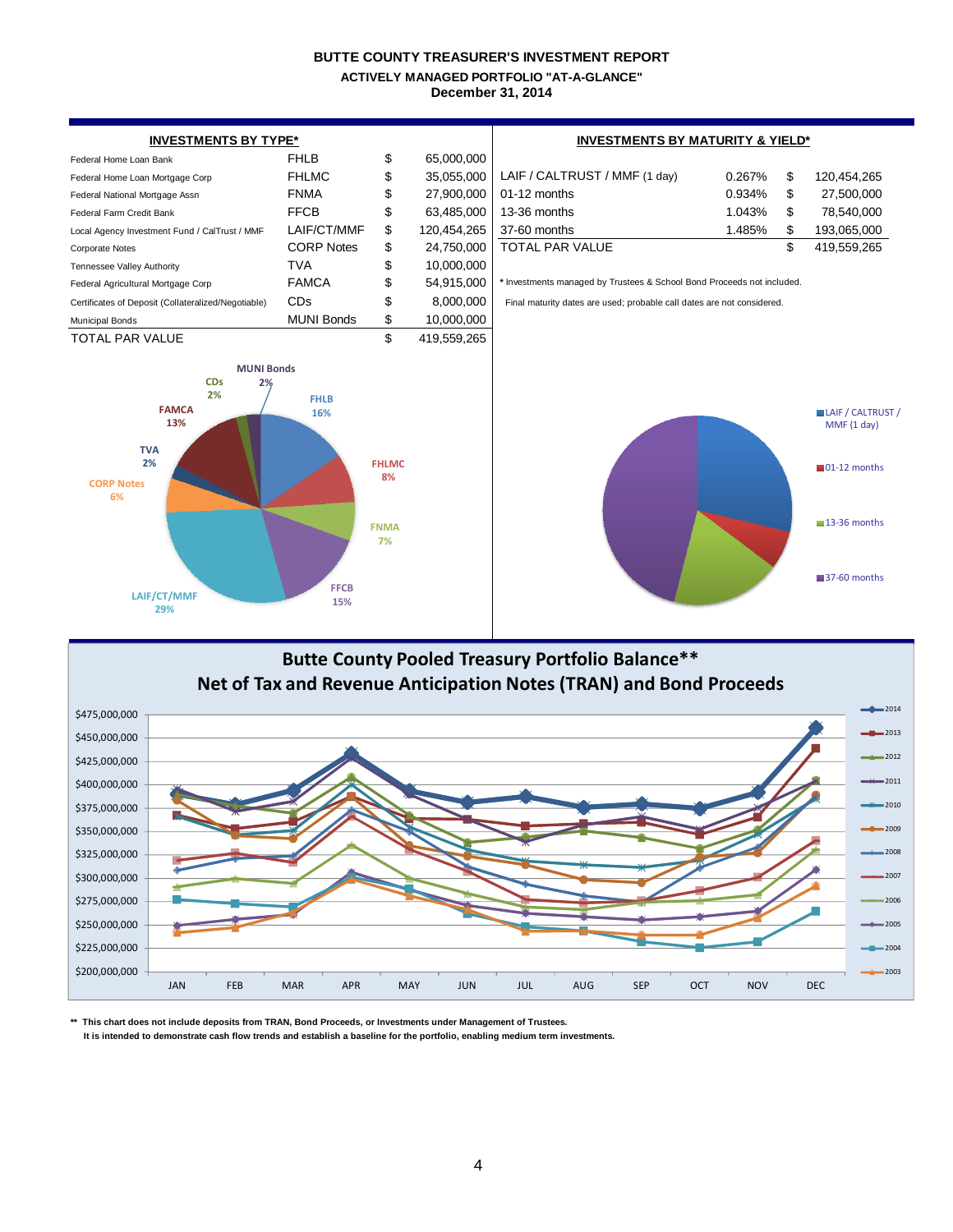# BUTTE COUNTY TREASURER'S INVESTMENT REPORT

## ACTIVELY MANAGED PORTFOLIO "AT-A-GLANCE"

## December 31, 2014

### INVESTMENTS BY TYPE*

| | | | |
|---|---|---|---|
| Federal Home Loan Bank | FHLB | $ | 65,000,000 |
| Federal Home Loan Mortgage Corp | FHLMC | $ | 35,055,000 |
| Federal National Mortgage Assn | FNMA | $ | 27,900,000 |
| Federal Farm Credit Bank | FFCB | $ | 63,485,000 |
| Local Agency Investment Fund / CalTrust / MMF | LAIF/CT/MMF | $ | 120,454,265 |
| Corporate Notes | CORP Notes | $ | 24,750,000 |
| Tennessee Valley Authority | TVA | $ | 10,000,000 |
| Federal Agricultural Mortgage Corp | FAMCA | $ | 54,915,000 |
| Certificates of Deposit (Collateralized/Negotiable) | CDs | $ | 8,000,000 |
| Municipal Bonds | MUNI Bonds | $ | 10,000,000 |
| TOTAL PAR VALUE | | $ | 419,559,265 |

MUNI Bonds 2%, CDs 2%, FHLB 16%, FAMCA 13%, FHLMC 8%, TVA 2%, CORP Notes 6%, FNMA 7%, FFCB 15%, LAIF/CT/MMF 29%

### INVESTMENTS BY MATURITY & YIELD*

| | | | |
|---|---|---|---|
| LAIF / CALTRUST / MMF (1 day) | 0.267% | $ | 120,454,265 |
| 01-12 months | 0.934% | $ | 27,500,000 |
| 13-36 months | 1.043% | $ | 78,540,000 |
| 37-60 months | 1.485% | $ | 193,065,000 |
| TOTAL PAR VALUE | | $ | 419,559,265 |

\* Investments managed by Trustees & School Bond Proceeds not included.

Final maturity dates are used; probable call dates are not considered.

Legend: LAIF / CALTRUST / MMF (1 day); 01-12 months; 13-36 months; 37-60 months

### Butte County Pooled Treasury Portfolio Balance**
### Net of Tax and Revenue Anticipation Notes (TRAN) and Bond Proceeds

(Line chart of monthly balances, JAN–DEC, $200,000,000–$475,000,000, for years 2003–2014.)

\*\* This chart does not include deposits from TRAN, Bond Proceeds, or Investments under Management of Trustees. It is intended to demonstrate cash flow trends and establish a baseline for the portfolio, enabling medium term investments.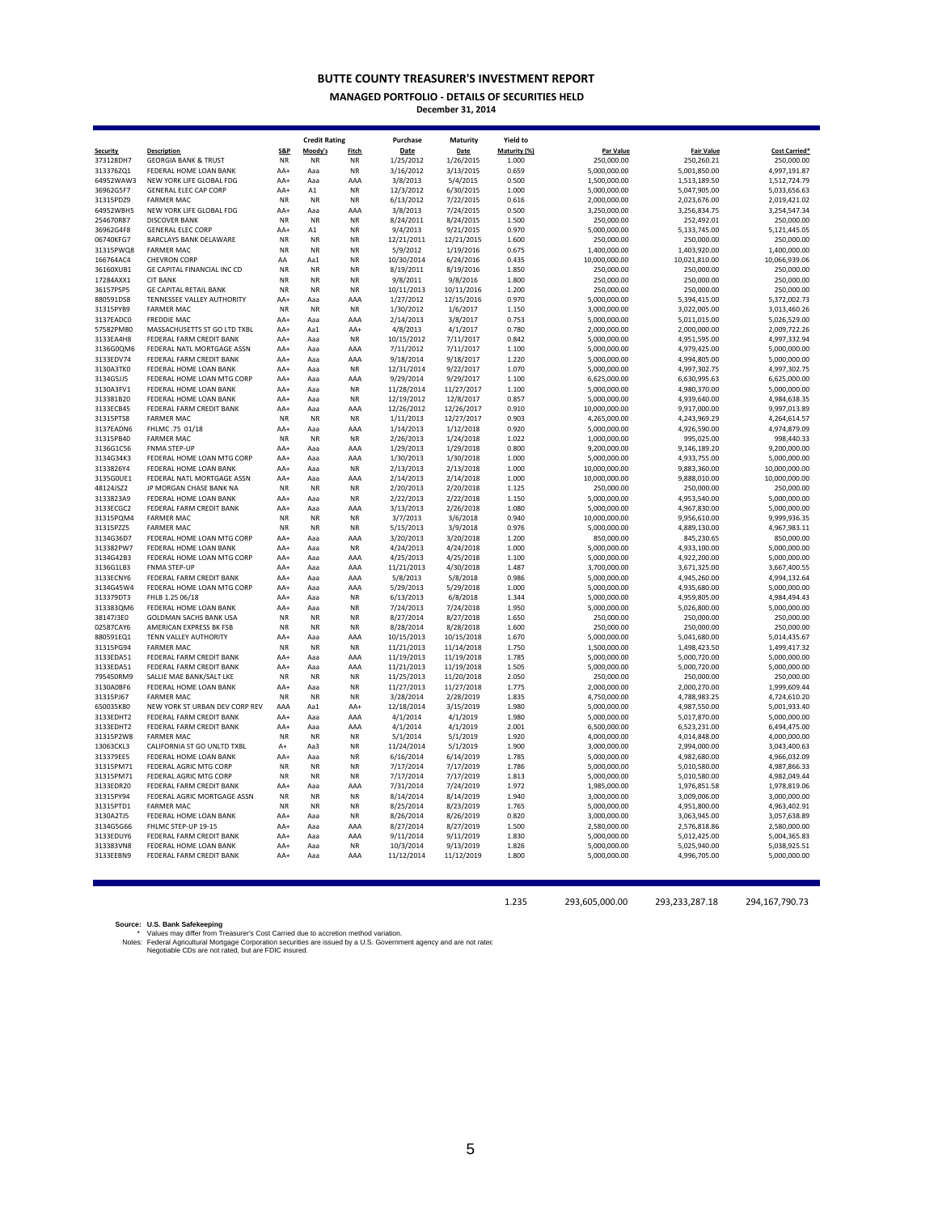# BUTTE COUNTY TREASURER'S INVESTMENT REPORT

## MANAGED PORTFOLIO - DETAILS OF SECURITIES HELD

**December 31, 2014**

| | | Credit Rating | | | Purchase | Maturity | Yield to | | | |
|---|---|---|---|---|---|---|---|---|---|---|
| Security | Description | S&P | Moody's | Fitch | Date | Date | Maturity (%) | Par Value | Fair Value | Cost Carried* |
| 373128DH7 | GEORGIA BANK & TRUST | NR | NR | NR | 1/25/2012 | 1/26/2015 | 1.000 | 250,000.00 | 250,260.21 | 250,000.00 |
| 313376ZQ1 | FEDERAL HOME LOAN BANK | AA+ | Aaa | NR | 3/16/2012 | 3/13/2015 | 0.659 | 5,000,000.00 | 5,001,850.00 | 4,997,191.87 |
| 64952WAW3 | NEW YORK LIFE GLOBAL FDG | AA+ | Aaa | AAA | 3/8/2013 | 5/4/2015 | 0.500 | 1,500,000.00 | 1,513,189.50 | 1,512,724.79 |
| 36962G5F7 | GENERAL ELEC CAP CORP | AA+ | A1 | NR | 12/3/2012 | 6/30/2015 | 1.000 | 5,000,000.00 | 5,047,905.00 | 5,033,656.63 |
| 31315PDZ9 | FARMER MAC | NR | NR | NR | 6/13/2012 | 7/22/2015 | 0.616 | 2,000,000.00 | 2,023,676.00 | 2,019,421.02 |
| 64952WBH5 | NEW YORK LIFE GLOBAL FDG | AA+ | Aaa | AAA | 3/8/2013 | 7/24/2015 | 0.500 | 3,250,000.00 | 3,256,834.75 | 3,254,547.34 |
| 254670R87 | DISCOVER BANK | NR | NR | NR | 8/24/2011 | 8/24/2015 | 1.500 | 250,000.00 | 252,492.01 | 250,000.00 |
| 36962G4F8 | GENERAL ELEC CORP | AA+ | A1 | NR | 9/4/2013 | 9/21/2015 | 0.970 | 5,000,000.00 | 5,133,745.00 | 5,121,445.05 |
| 06740KFG7 | BARCLAYS BANK DELAWARE | NR | NR | NR | 12/21/2011 | 12/21/2015 | 1.600 | 250,000.00 | 250,000.00 | 250,000.00 |
| 31315PWQ8 | FARMER MAC | NR | NR | NR | 5/9/2012 | 1/19/2016 | 0.675 | 1,400,000.00 | 1,403,920.00 | 1,400,000.00 |
| 166764AC4 | CHEVRON CORP | AA | Aa1 | NR | 10/30/2014 | 6/24/2016 | 0.435 | 10,000,000.00 | 10,021,810.00 | 10,066,939.06 |
| 36160XUB1 | GE CAPITAL FINANCIAL INC CD | NR | NR | NR | 8/19/2011 | 8/19/2016 | 1.850 | 250,000.00 | 250,000.00 | 250,000.00 |
| 17284AXX1 | CIT BANK | NR | NR | NR | 9/8/2011 | 9/8/2016 | 1.800 | 250,000.00 | 250,000.00 | 250,000.00 |
| 36157PSP5 | GE CAPITAL RETAIL BANK | NR | NR | NR | 10/11/2013 | 10/11/2016 | 1.200 | 250,000.00 | 250,000.00 | 250,000.00 |
| 880591DS8 | TENNESSEE VALLEY AUTHORITY | AA+ | Aaa | AAA | 1/27/2012 | 12/15/2016 | 0.970 | 5,000,000.00 | 5,394,415.00 | 5,372,002.73 |
| 31315PYB9 | FARMER MAC | NR | NR | NR | 1/30/2012 | 1/6/2017 | 1.150 | 3,000,000.00 | 3,022,005.00 | 3,013,460.26 |
| 3137EADC0 | FREDDIE MAC | AA+ | Aaa | AAA | 2/14/2013 | 3/8/2017 | 0.753 | 5,000,000.00 | 5,011,015.00 | 5,026,529.00 |
| 57582PM80 | MASSACHUSETTS ST GO LTD TXBL | AA+ | Aa1 | AA+ | 4/8/2013 | 4/1/2017 | 0.780 | 2,000,000.00 | 2,000,000.00 | 2,009,722.26 |
| 3133EA4H8 | FEDERAL FARM CREDIT BANK | AA+ | Aaa | NR | 10/15/2012 | 7/11/2017 | 0.842 | 5,000,000.00 | 4,951,595.00 | 4,997,332.94 |
| 3136G0QM6 | FEDERAL NATL MORTGAGE ASSN | AA+ | Aaa | AAA | 7/11/2012 | 7/11/2017 | 1.100 | 5,000,000.00 | 4,979,425.00 | 5,000,000.00 |
| 3133EDV74 | FEDERAL FARM CREDIT BANK | AA+ | Aaa | AAA | 9/18/2014 | 9/18/2017 | 1.220 | 5,000,000.00 | 4,994,805.00 | 5,000,000.00 |
| 3130A3TK0 | FEDERAL HOME LOAN BANK | AA+ | Aaa | NR | 12/31/2014 | 9/22/2017 | 1.070 | 5,000,000.00 | 4,997,302.75 | 4,997,302.75 |
| 3134G5JJ5 | FEDERAL HOME LOAN MTG CORP | AA+ | Aaa | AAA | 9/29/2014 | 9/29/2017 | 1.100 | 6,625,000.00 | 6,630,995.63 | 6,625,000.00 |
| 3130A3FV1 | FEDERAL HOME LOAN BANK | AA+ | Aaa | NR | 11/28/2014 | 11/27/2017 | 1.100 | 5,000,000.00 | 4,980,370.00 | 5,000,000.00 |
| 313381B20 | FEDERAL HOME LOAN BANK | AA+ | Aaa | NR | 12/19/2012 | 12/8/2017 | 0.857 | 5,000,000.00 | 4,939,640.00 | 4,984,638.35 |
| 3133ECB45 | FEDERAL FARM CREDIT BANK | AA+ | Aaa | AAA | 12/26/2012 | 12/26/2017 | 0.910 | 10,000,000.00 | 9,917,000.00 | 9,997,013.89 |
| 31315PTS8 | FARMER MAC | NR | NR | NR | 1/11/2013 | 12/27/2017 | 0.903 | 4,265,000.00 | 4,243,969.29 | 4,264,614.57 |
| 3137EADN6 | FHLMC .75 01/18 | AA+ | Aaa | AAA | 1/14/2013 | 1/12/2018 | 0.920 | 5,000,000.00 | 4,926,590.00 | 4,974,879.09 |
| 31315PB40 | FARMER MAC | NR | NR | NR | 2/26/2013 | 1/24/2018 | 1.022 | 1,000,000.00 | 995,025.00 | 998,440.33 |
| 3136G1CS6 | FNMA STEP-UP | AA+ | Aaa | AAA | 1/29/2013 | 1/29/2018 | 0.800 | 9,200,000.00 | 9,146,189.20 | 9,200,000.00 |
| 3134G34K3 | FEDERAL HOME LOAN MTG CORP | AA+ | Aaa | AAA | 1/30/2013 | 1/30/2018 | 1.000 | 5,000,000.00 | 4,933,755.00 | 5,000,000.00 |
| 3133826Y4 | FEDERAL HOME LOAN BANK | AA+ | Aaa | NR | 2/13/2013 | 2/13/2018 | 1.000 | 10,000,000.00 | 9,883,360.00 | 10,000,000.00 |
| 3135G0UE1 | FEDERAL NATL MORTGAGE ASSN | AA+ | Aaa | AAA | 2/14/2013 | 2/14/2018 | 1.000 | 10,000,000.00 | 9,888,010.00 | 10,000,000.00 |
| 48124JSZ2 | JP MORGAN CHASE BANK NA | NR | NR | NR | 2/20/2013 | 2/20/2018 | 1.125 | 250,000.00 | 250,000.00 | 250,000.00 |
| 3133823A9 | FEDERAL HOME LOAN BANK | AA+ | Aaa | NR | 2/22/2013 | 2/22/2018 | 1.150 | 5,000,000.00 | 4,953,540.00 | 5,000,000.00 |
| 3133ECGC2 | FEDERAL FARM CREDIT BANK | AA+ | Aaa | AAA | 3/13/2013 | 2/26/2018 | 1.080 | 5,000,000.00 | 4,967,830.00 | 5,000,000.00 |
| 31315PQM4 | FARMER MAC | NR | NR | NR | 3/7/2013 | 3/6/2018 | 0.940 | 10,000,000.00 | 9,956,610.00 | 9,999,936.35 |
| 31315PZZ5 | FARMER MAC | NR | NR | NR | 5/15/2013 | 3/9/2018 | 0.976 | 5,000,000.00 | 4,889,130.00 | 4,967,983.11 |
| 3134G36D7 | FEDERAL HOME LOAN MTG CORP | AA+ | Aaa | AAA | 3/20/2013 | 3/20/2018 | 1.200 | 850,000.00 | 845,230.65 | 850,000.00 |
| 313382PW7 | FEDERAL HOME LOAN BANK | AA+ | Aaa | NR | 4/24/2013 | 4/24/2018 | 1.000 | 5,000,000.00 | 4,933,100.00 | 5,000,000.00 |
| 3134G42B3 | FEDERAL HOME LOAN MTG CORP | AA+ | Aaa | AAA | 4/25/2013 | 4/25/2018 | 1.100 | 5,000,000.00 | 4,922,200.00 | 5,000,000.00 |
| 3136G1LB3 | FNMA STEP-UP | AA+ | Aaa | AAA | 11/21/2013 | 4/30/2018 | 1.487 | 3,700,000.00 | 3,671,325.00 | 3,667,400.55 |
| 3133ECNY6 | FEDERAL FARM CREDIT BANK | AA+ | Aaa | AAA | 5/8/2013 | 5/8/2018 | 0.986 | 5,000,000.00 | 4,945,260.00 | 4,994,132.64 |
| 3134G45W4 | FEDERAL HOME LOAN MTG CORP | AA+ | Aaa | AAA | 5/29/2013 | 5/29/2018 | 1.000 | 5,000,000.00 | 4,935,680.00 | 5,000,000.00 |
| 313379DT3 | FHLB 1.25 06/18 | AA+ | Aaa | NR | 6/13/2013 | 6/8/2018 | 1.344 | 5,000,000.00 | 4,959,805.00 | 4,984,494.43 |
| 313383QM6 | FEDERAL HOME LOAN BANK | AA+ | Aaa | NR | 7/24/2013 | 7/24/2018 | 1.950 | 5,000,000.00 | 5,026,800.00 | 5,000,000.00 |
| 38147J3E0 | GOLDMAN SACHS BANK USA | NR | NR | NR | 8/27/2014 | 8/27/2018 | 1.650 | 250,000.00 | 250,000.00 | 250,000.00 |
| 02587CAY6 | AMERICAN EXPRESS BK FSB | NR | NR | NR | 8/28/2014 | 8/28/2018 | 1.600 | 250,000.00 | 250,000.00 | 250,000.00 |
| 880591EQ1 | TENN VALLEY AUTHORITY | AA+ | Aaa | AAA | 10/15/2013 | 10/15/2018 | 1.670 | 5,000,000.00 | 5,041,680.00 | 5,014,435.67 |
| 31315PG94 | FARMER MAC | NR | NR | NR | 11/21/2013 | 11/14/2018 | 1.750 | 1,500,000.00 | 1,498,423.50 | 1,499,417.32 |
| 3133EDA51 | FEDERAL FARM CREDIT BANK | AA+ | Aaa | AAA | 11/19/2013 | 11/19/2018 | 1.785 | 5,000,000.00 | 5,000,720.00 | 5,000,000.00 |
| 3133EDA51 | FEDERAL FARM CREDIT BANK | AA+ | Aaa | AAA | 11/21/2013 | 11/19/2018 | 1.505 | 5,000,000.00 | 5,000,720.00 | 5,000,000.00 |
| 795450RM9 | SALLIE MAE BANK/SALT LKE | NR | NR | NR | 11/25/2013 | 11/20/2018 | 2.050 | 250,000.00 | 250,000.00 | 250,000.00 |
| 3130A0BF6 | FEDERAL HOME LOAN BANK | AA+ | Aaa | NR | 11/27/2013 | 11/27/2018 | 1.775 | 2,000,000.00 | 2,000,270.00 | 1,999,609.44 |
| 31315PJ67 | FARMER MAC | NR | NR | NR | 3/28/2014 | 2/28/2019 | 1.835 | 4,750,000.00 | 4,788,983.25 | 4,724,610.20 |
| 650035K80 | NEW YORK ST URBAN DEV CORP REV | AAA | Aa1 | AA+ | 12/18/2014 | 3/15/2019 | 1.980 | 5,000,000.00 | 4,987,550.00 | 5,001,933.40 |
| 3133EDHT2 | FEDERAL FARM CREDIT BANK | AA+ | Aaa | AAA | 4/1/2014 | 4/1/2019 | 1.980 | 5,000,000.00 | 5,017,870.00 | 5,000,000.00 |
| 3133EDHT2 | FEDERAL FARM CREDIT BANK | AA+ | Aaa | AAA | 4/1/2014 | 4/1/2019 | 2.001 | 6,500,000.00 | 6,523,231.00 | 6,494,475.00 |
| 31315P2W8 | FARMER MAC | NR | NR | NR | 5/1/2014 | 5/1/2019 | 1.920 | 4,000,000.00 | 4,014,848.00 | 4,000,000.00 |
| 13063CKL3 | CALIFORNIA ST GO UNLTD TXBL | A+ | Aa3 | NR | 11/24/2014 | 5/1/2019 | 1.900 | 3,000,000.00 | 2,994,000.00 | 3,043,400.63 |
| 313379EE5 | FEDERAL HOME LOAN BANK | AA+ | Aaa | NR | 6/16/2014 | 6/14/2019 | 1.785 | 5,000,000.00 | 4,982,680.00 | 4,966,032.09 |
| 31315PM71 | FEDERAL AGRIC MTG CORP | NR | NR | NR | 7/17/2014 | 7/17/2019 | 1.786 | 5,000,000.00 | 5,010,580.00 | 4,987,866.33 |
| 31315PM71 | FEDERAL AGRIC MTG CORP | NR | NR | NR | 7/17/2014 | 7/17/2019 | 1.813 | 5,000,000.00 | 5,010,580.00 | 4,982,049.44 |
| 3133EDR20 | FEDERAL FARM CREDIT BANK | AA+ | Aaa | AAA | 7/31/2014 | 7/24/2019 | 1.972 | 1,985,000.00 | 1,976,851.58 | 1,978,819.06 |
| 31315PY94 | FEDERAL AGRIC MORTGAGE ASSN | NR | NR | NR | 8/14/2014 | 8/14/2019 | 1.940 | 3,000,000.00 | 3,009,006.00 | 3,000,000.00 |
| 31315PTD1 | FARMER MAC | NR | NR | NR | 8/25/2014 | 8/23/2019 | 1.765 | 5,000,000.00 | 4,951,800.00 | 4,963,402.91 |
| 3130A2TJ5 | FEDERAL HOME LOAN BANK | AA+ | Aaa | NR | 8/26/2014 | 8/26/2019 | 0.820 | 3,000,000.00 | 3,063,945.00 | 3,057,638.89 |
| 3134G5G66 | FHLMC STEP-UP 19-15 | AA+ | Aaa | AAA | 8/27/2014 | 8/27/2019 | 1.500 | 2,580,000.00 | 2,576,818.86 | 2,580,000.00 |
| 3133EDUY6 | FEDERAL FARM CREDIT BANK | AA+ | Aaa | AAA | 9/11/2014 | 9/11/2019 | 1.830 | 5,000,000.00 | 5,012,425.00 | 5,004,365.83 |
| 313383VN8 | FEDERAL HOME LOAN BANK | AA+ | Aaa | NR | 10/3/2014 | 9/13/2019 | 1.826 | 5,000,000.00 | 5,025,940.00 | 5,038,925.51 |
| 3133EEBN9 | FEDERAL FARM CREDIT BANK | AA+ | Aaa | AAA | 11/12/2014 | 11/12/2019 | 1.800 | 5,000,000.00 | 4,996,705.00 | 5,000,000.00 |
| | | | | | | | 1.235 | 293,605,000.00 | 293,233,287.18 | 294,167,790.73 |

**Source: U.S. Bank Safekeeping**

\* Values may differ from Treasurer's Cost Carried due to accretion method variation.

Notes: Federal Agricultural Mortgage Corporation securities are issued by a U.S. Government agency and are not rated
Negotiable CDs are not rated, but are FDIC insured.